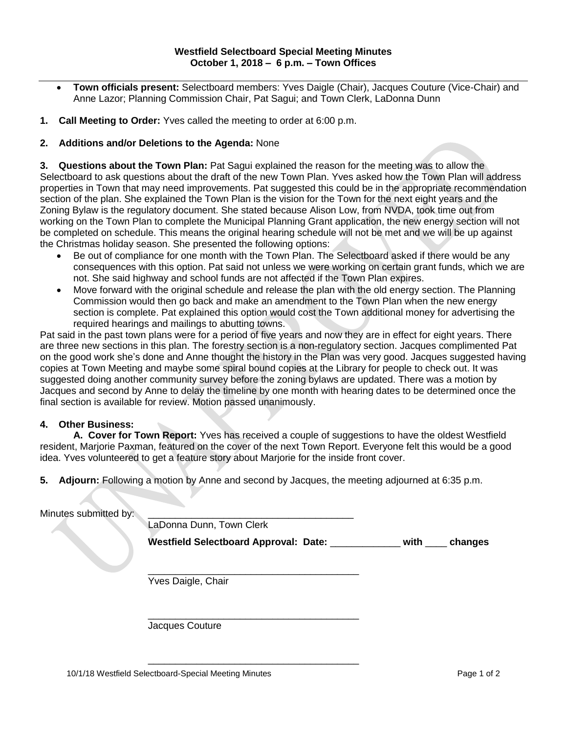**Westfield Selectboard Special Meeting Minutes**
**October 1, 2018 – 6 p.m. – Town Offices**

---

- **Town officials present:** Selectboard members: Yves Daigle (Chair), Jacques Couture (Vice-Chair) and Anne Lazor; Planning Commission Chair, Pat Sagui; and Town Clerk, LaDonna Dunn

**1. Call Meeting to Order:** Yves called the meeting to order at 6:00 p.m.

**2. Additions and/or Deletions to the Agenda:** None

**3. Questions about the Town Plan:** Pat Sagui explained the reason for the meeting was to allow the Selectboard to ask questions about the draft of the new Town Plan. Yves asked how the Town Plan will address properties in Town that may need improvements. Pat suggested this could be in the appropriate recommendation section of the plan. She explained the Town Plan is the vision for the Town for the next eight years and the Zoning Bylaw is the regulatory document. She stated because Alison Low, from NVDA, took time out from working on the Town Plan to complete the Municipal Planning Grant application, the new energy section will not be completed on schedule. This means the original hearing schedule will not be met and we will be up against the Christmas holiday season. She presented the following options:

- Be out of compliance for one month with the Town Plan. The Selectboard asked if there would be any consequences with this option. Pat said not unless we were working on certain grant funds, which we are not. She said highway and school funds are not affected if the Town Plan expires.
- Move forward with the original schedule and release the plan with the old energy section. The Planning Commission would then go back and make an amendment to the Town Plan when the new energy section is complete. Pat explained this option would cost the Town additional money for advertising the required hearings and mailings to abutting towns.

Pat said in the past town plans were for a period of five years and now they are in effect for eight years. There are three new sections in this plan. The forestry section is a non-regulatory section. Jacques complimented Pat on the good work she's done and Anne thought the history in the Plan was very good. Jacques suggested having copies at Town Meeting and maybe some spiral bound copies at the Library for people to check out. It was suggested doing another community survey before the zoning bylaws are updated. There was a motion by Jacques and second by Anne to delay the timeline by one month with hearing dates to be determined once the final section is available for review. Motion passed unanimously.

**4. Other Business:**

**A. Cover for Town Report:** Yves has received a couple of suggestions to have the oldest Westfield resident, Marjorie Paxman, featured on the cover of the next Town Report. Everyone felt this would be a good idea. Yves volunteered to get a feature story about Marjorie for the inside front cover.

**5. Adjourn:** Following a motion by Anne and second by Jacques, the meeting adjourned at 6:35 p.m.

Minutes submitted by: \_\_\_\_\_\_\_\_\_\_\_\_\_\_\_\_\_\_\_\_\_\_\_\_\_\_\_\_\_\_\_\_\_\_\_\_\_\_\_
LaDonna Dunn, Town Clerk

**Westfield Selectboard Approval: Date:** \_\_\_\_\_\_\_\_\_\_\_\_\_ **with** \_\_\_\_ **changes**

\_\_\_\_\_\_\_\_\_\_\_\_\_\_\_\_\_\_\_\_\_\_\_\_\_\_\_\_\_\_\_\_\_\_\_\_\_\_\_
Yves Daigle, Chair

\_\_\_\_\_\_\_\_\_\_\_\_\_\_\_\_\_\_\_\_\_\_\_\_\_\_\_\_\_\_\_\_\_\_\_\_\_\_\_
Jacques Couture

\_\_\_\_\_\_\_\_\_\_\_\_\_\_\_\_\_\_\_\_\_\_\_\_\_\_\_\_\_\_\_\_\_\_\_\_\_\_\_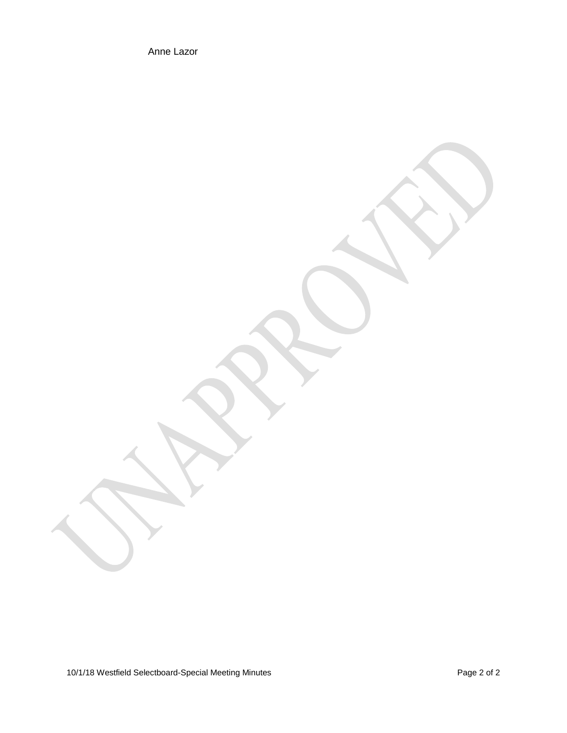Anne Lazor